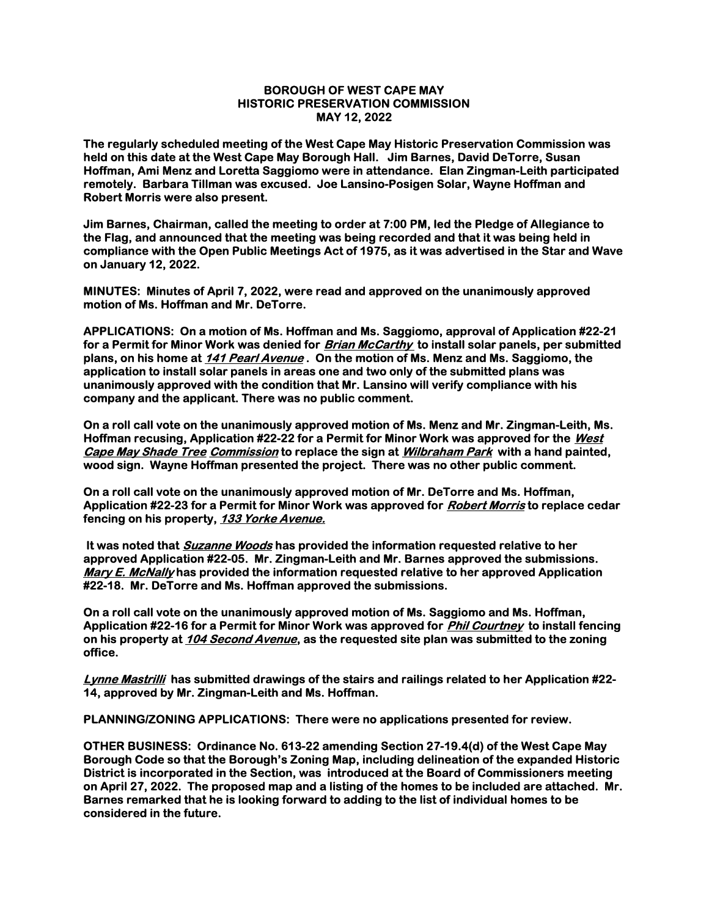**BOROUGH OF WEST CAPE MAY**
**HISTORIC PRESERVATION COMMISSION**
**MAY 12, 2022**

**The regularly scheduled meeting of the West Cape May Historic Preservation Commission was held on this date at the West Cape May Borough Hall. Jim Barnes, David DeTorre, Susan Hoffman, Ami Menz and Loretta Saggiomo were in attendance. Elan Zingman-Leith participated remotely. Barbara Tillman was excused. Joe Lansino-Posigen Solar, Wayne Hoffman and Robert Morris were also present.**

**Jim Barnes, Chairman, called the meeting to order at 7:00 PM, led the Pledge of Allegiance to the Flag, and announced that the meeting was being recorded and that it was being held in compliance with the Open Public Meetings Act of 1975, as it was advertised in the Star and Wave on January 12, 2022.**

**MINUTES: Minutes of April 7, 2022, were read and approved on the unanimously approved motion of Ms. Hoffman and Mr. DeTorre.**

**APPLICATIONS: On a motion of Ms. Hoffman and Ms. Saggiomo, approval of Application #22-21 for a Permit for Minor Work was denied for *Brian McCarthy* to install solar panels, per submitted plans, on his home at *141 Pearl Avenue*. On the motion of Ms. Menz and Ms. Saggiomo, the application to install solar panels in areas one and two only of the submitted plans was unanimously approved with the condition that Mr. Lansino will verify compliance with his company and the applicant. There was no public comment.**

**On a roll call vote on the unanimously approved motion of Ms. Menz and Mr. Zingman-Leith, Ms. Hoffman recusing, Application #22-22 for a Permit for Minor Work was approved for the *West Cape May Shade Tree Commission* to replace the sign at *Wilbraham Park* with a hand painted, wood sign. Wayne Hoffman presented the project. There was no other public comment.**

**On a roll call vote on the unanimously approved motion of Mr. DeTorre and Ms. Hoffman, Application #22-23 for a Permit for Minor Work was approved for *Robert Morris* to replace cedar fencing on his property, *133 Yorke Avenue.***

**It was noted that *Suzanne Woods* has provided the information requested relative to her approved Application #22-05. Mr. Zingman-Leith and Mr. Barnes approved the submissions. *Mary E. McNally* has provided the information requested relative to her approved Application #22-18. Mr. DeTorre and Ms. Hoffman approved the submissions.**

**On a roll call vote on the unanimously approved motion of Ms. Saggiomo and Ms. Hoffman, Application #22-16 for a Permit for Minor Work was approved for *Phil Courtney* to install fencing on his property at *104 Second Avenue*, as the requested site plan was submitted to the zoning office.**

***Lynne Mastrilli* has submitted drawings of the stairs and railings related to her Application #22-14, approved by Mr. Zingman-Leith and Ms. Hoffman.**

**PLANNING/ZONING APPLICATIONS: There were no applications presented for review.**

**OTHER BUSINESS: Ordinance No. 613-22 amending Section 27-19.4(d) of the West Cape May Borough Code so that the Borough's Zoning Map, including delineation of the expanded Historic District is incorporated in the Section, was introduced at the Board of Commissioners meeting on April 27, 2022. The proposed map and a listing of the homes to be included are attached. Mr. Barnes remarked that he is looking forward to adding to the list of individual homes to be considered in the future.**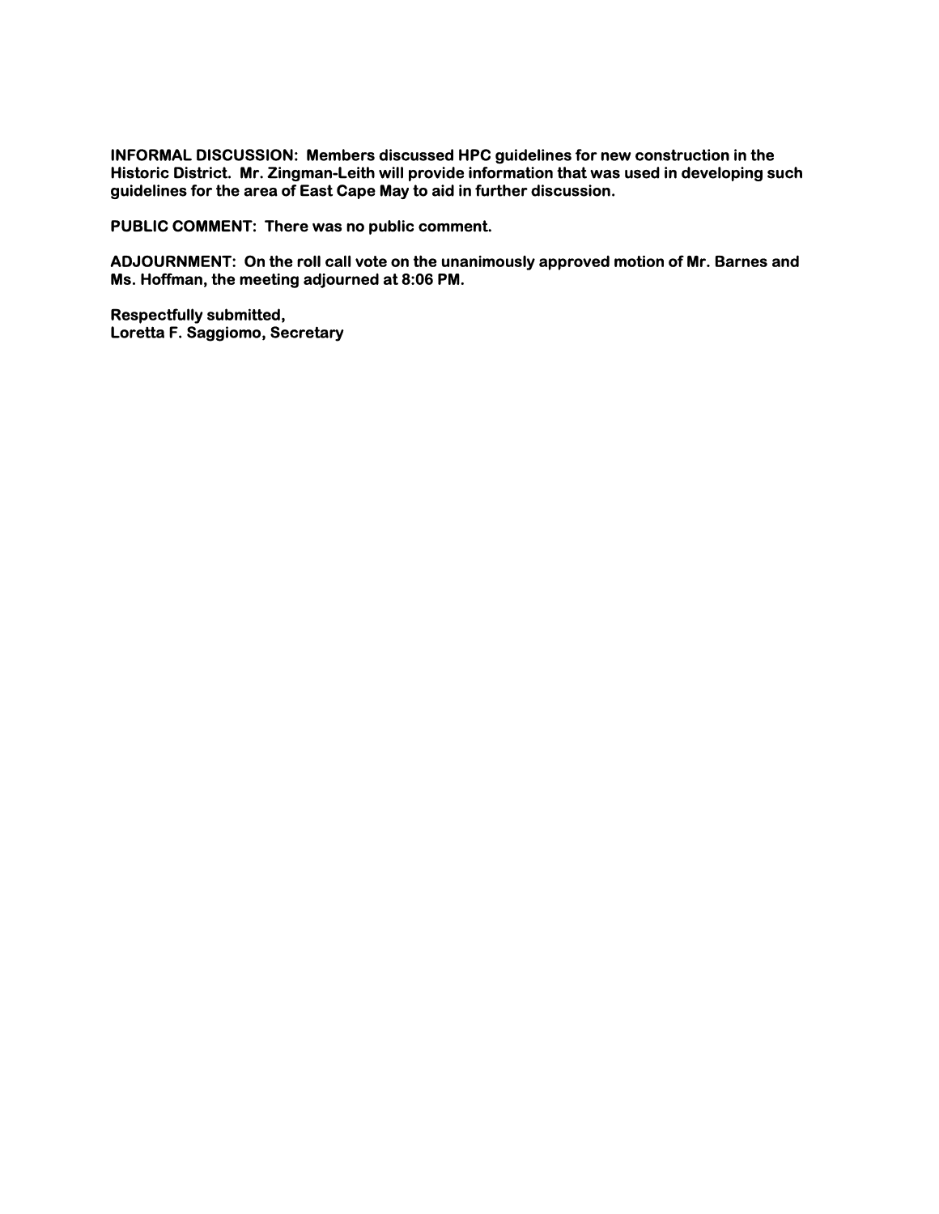**INFORMAL DISCUSSION: Members discussed HPC guidelines for new construction in the Historic District. Mr. Zingman-Leith will provide information that was used in developing such guidelines for the area of East Cape May to aid in further discussion.**

**PUBLIC COMMENT: There was no public comment.**

**ADJOURNMENT: On the roll call vote on the unanimously approved motion of Mr. Barnes and Ms. Hoffman, the meeting adjourned at 8:06 PM.**

**Respectfully submitted,**
**Loretta F. Saggiomo, Secretary**